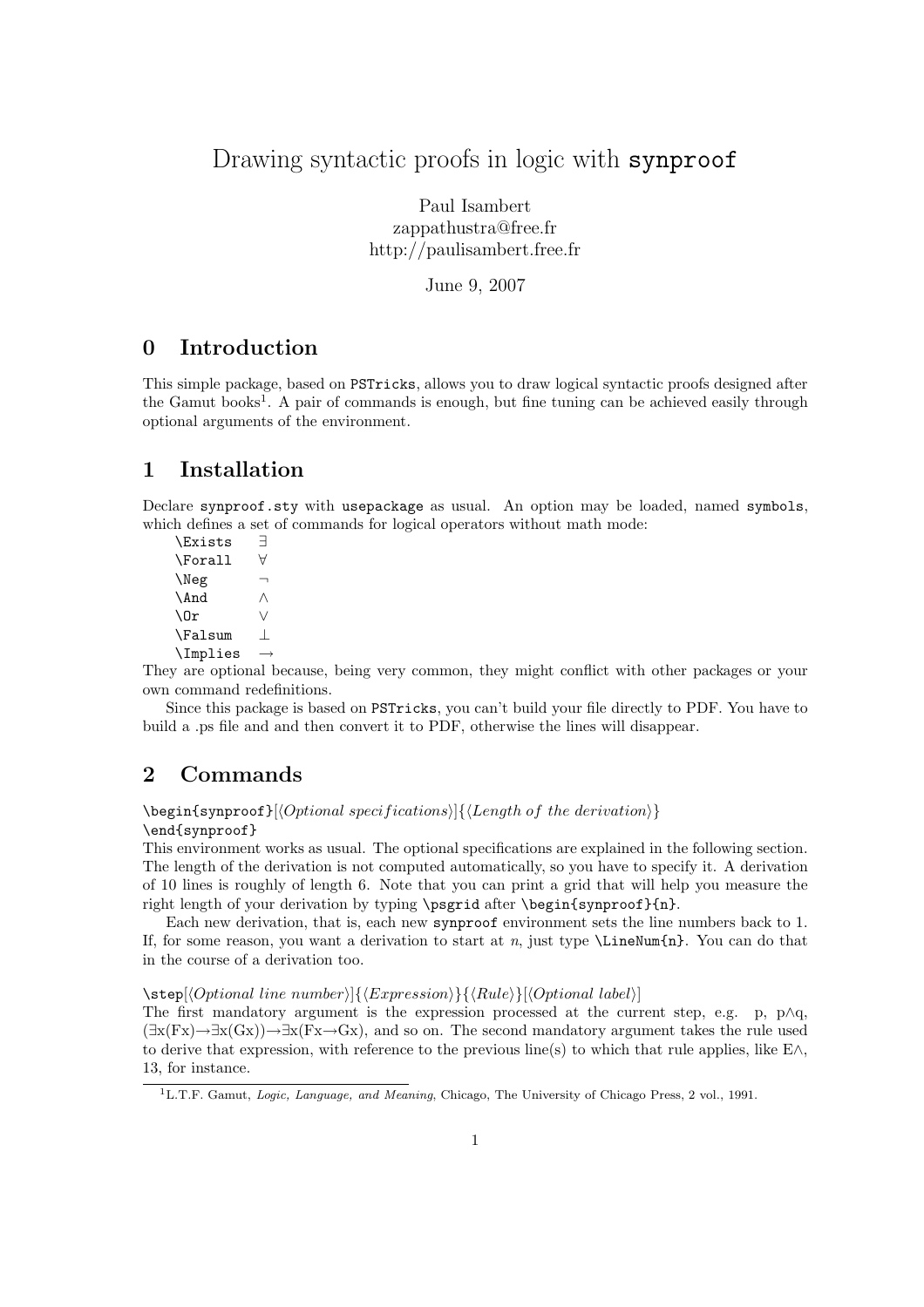# Drawing syntactic proofs in logic with `synproof`

Paul Isambert
zappathustra@free.fr
http://paulisambert.free.fr

June 9, 2007

## 0 Introduction

This simple package, based on `PSTricks`, allows you to draw logical syntactic proofs designed after the Gamut books[1]. A pair of commands is enough, but fine tuning can be achieved easily through optional arguments of the environment.

## 1 Installation

Declare `synproof.sty` with `usepackage` as usual. An option may be loaded, named `symbols`, which defines a set of commands for logical operators without math mode:

| | |
|---|---|
| `\Exists` | ∃ |
| `\Forall` | ∀ |
| `\Neg` | ¬ |
| `\And` | ∧ |
| `\Or` | ∨ |
| `\Falsum` | ⊥ |
| `\Implies` | → |

They are optional because, being very common, they might conflict with other packages or your own command redefinitions.

Since this package is based on `PSTricks`, you can't build your file directly to PDF. You have to build a .ps file and and then convert it to PDF, otherwise the lines will disappear.

## 2 Commands

`\begin{synproof}`[⟨*Optional specifications*⟩]{⟨*Length of the derivation*⟩}
`\end{synproof}`

This environment works as usual. The optional specifications are explained in the following section. The length of the derivation is not computed automatically, so you have to specify it. A derivation of 10 lines is roughly of length 6. Note that you can print a grid that will help you measure the right length of your derivation by typing `\psgrid` after `\begin{synproof}{n}`.

Each new derivation, that is, each new `synproof` environment sets the line numbers back to 1. If, for some reason, you want a derivation to start at *n*, just type `\LineNum{n}`. You can do that in the course of a derivation too.

`\step`[⟨*Optional line number*⟩]{⟨*Expression*⟩}{⟨*Rule*⟩}[⟨*Optional label*⟩]

The first mandatory argument is the expression processed at the current step, e.g. p, p∧q, (∃x(Fx)→∃x(Gx))→∃x(Fx→Gx), and so on. The second mandatory argument takes the rule used to derive that expression, with reference to the previous line(s) to which that rule applies, like E∧, 13, for instance.

[1] L.T.F. Gamut, *Logic, Language, and Meaning*, Chicago, The University of Chicago Press, 2 vol., 1991.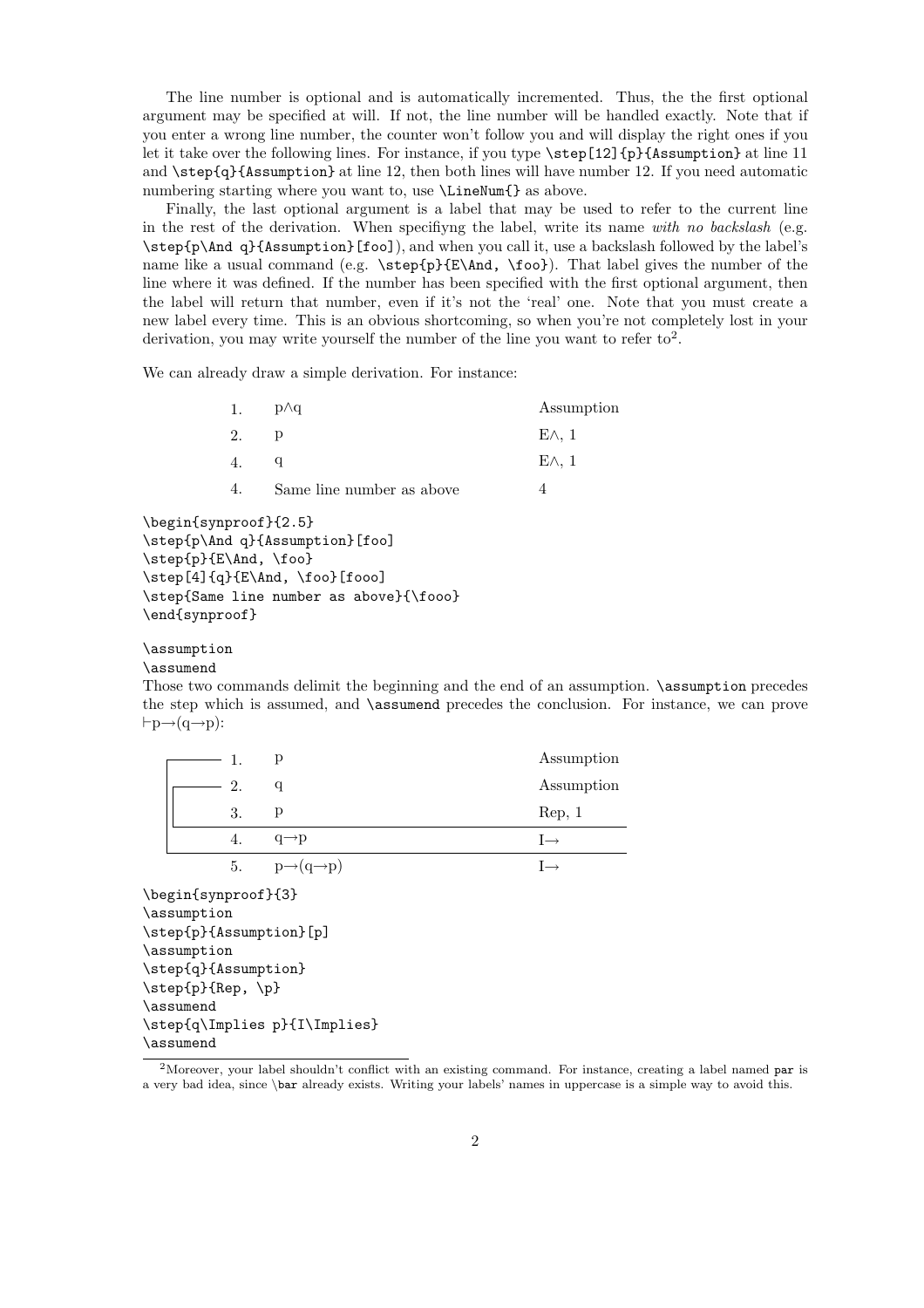The line number is optional and is automatically incremented. Thus, the the first optional argument may be specified at will. If not, the line number will be handled exactly. Note that if you enter a wrong line number, the counter won't follow you and will display the right ones if you let it take over the following lines. For instance, if you type `\step[12]{p}{Assumption}` at line 11 and `\step{q}{Assumption}` at line 12, then both lines will have number 12. If you need automatic numbering starting where you want to, use `\LineNum{}` as above.

Finally, the last optional argument is a label that may be used to refer to the current line in the rest of the derivation. When specifiyng the label, write its name *with no backslash* (e.g. `\step{p\And q}{Assumption}[foo]`), and when you call it, use a backslash followed by the label's name like a usual command (e.g. `\step{p}{E\And, \foo}`). That label gives the number of the line where it was defined. If the number has been specified with the first optional argument, then the label will return that number, even if it's not the 'real' one. Note that you must create a new label every time. This is an obvious shortcoming, so when you're not completely lost in your derivation, you may write yourself the number of the line you want to refer to[2].

We can already draw a simple derivation. For instance:

| | | |
|---|---|---|
| 1. | p∧q | Assumption |
| 2. | p | E∧, 1 |
| 4. | q | E∧, 1 |
| 4. | Same line number as above | 4 |

```
\begin{synproof}{2.5}
\step{p\And q}{Assumption}[foo]
\step{p}{E\And, \foo}
\step[4]{q}{E\And, \foo}[fooo]
\step{Same line number as above}{\fooo}
\end{synproof}
```

`\assumption`
`\assumend`
Those two commands delimit the beginning and the end of an assumption. `\assumption` precedes the step which is assumed, and `\assumend` precedes the conclusion. For instance, we can prove ⊢p→(q→p):

| | | |
|---|---|---|
| 1. | p | Assumption |
| 2. | q | Assumption |
| 3. | p | Rep, 1 |
| 4. | q→p | I→ |
| 5. | p→(q→p) | I→ |

```
\begin{synproof}{3}
\assumption
\step{p}{Assumption}[p]
\assumption
\step{q}{Assumption}
\step{p}{Rep, \p}
\assumend
\step{q\Implies p}{I\Implies}
\assumend
```

[2]Moreover, your label shouldn't conflict with an existing command. For instance, creating a label named `par` is a very bad idea, since `\bar` already exists. Writing your labels' names in uppercase is a simple way to avoid this.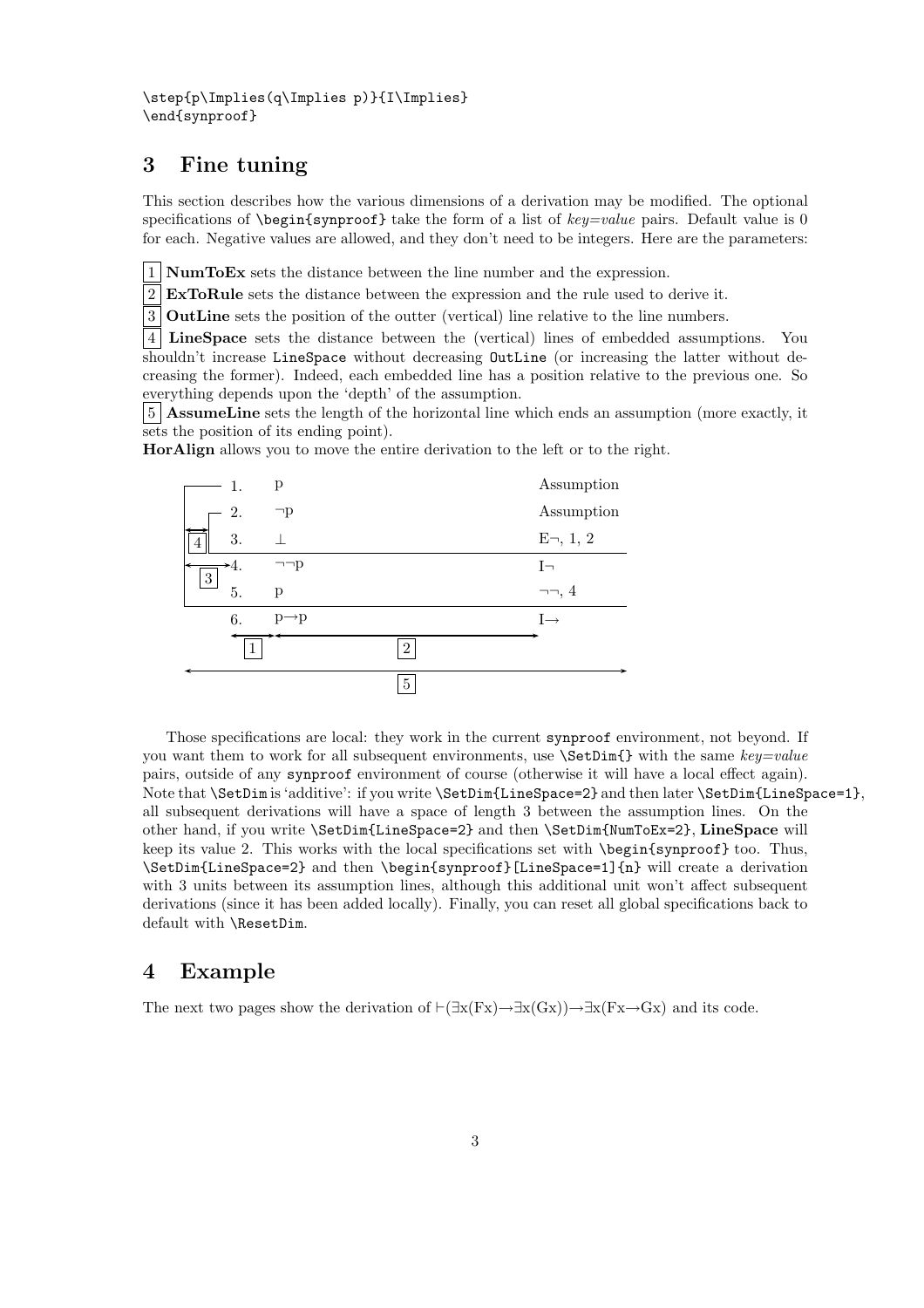```
\step{p\Implies(q\Implies p)}{I\Implies}
\end{synproof}
```

## 3 Fine tuning

This section describes how the various dimensions of a derivation may be modified. The optional specifications of `\begin{synproof}` take the form of a list of *key=value* pairs. Default value is 0 for each. Negative values are allowed, and they don't need to be integers. Here are the parameters:

1 **NumToEx** sets the distance between the line number and the expression.

2 **ExToRule** sets the distance between the expression and the rule used to derive it.

3 **OutLine** sets the position of the outter (vertical) line relative to the line numbers.

4 **LineSpace** sets the distance between the (vertical) lines of embedded assumptions. You shouldn't increase `LineSpace` without decreasing `OutLine` (or increasing the latter without decreasing the former). Indeed, each embedded line has a position relative to the previous one. So everything depends upon the 'depth' of the assumption.

5 **AssumeLine** sets the length of the horizontal line which ends an assumption (more exactly, it sets the position of its ending point).

**HorAlign** allows you to move the entire derivation to the left or to the right.

| | | |
|---|---|---|
| 1. | p | Assumption |
| 2. | ¬p | Assumption |
| 3. | ⊥ | E¬, 1, 2 |
| 4. | ¬¬p | I¬ |
| 5. | p | ¬¬, 4 |
| 6. | p→p | I→ |

Those specifications are local: they work in the current `synproof` environment, not beyond. If you want them to work for all subsequent environments, use `\SetDim{}` with the same *key=value* pairs, outside of any `synproof` environment of course (otherwise it will have a local effect again). Note that `\SetDim` is 'additive': if you write `\SetDim{LineSpace=2}` and then later `\SetDim{LineSpace=1}`, all subsequent derivations will have a space of length 3 between the assumption lines. On the other hand, if you write `\SetDim{LineSpace=2}` and then `\SetDim{NumToEx=2}`, **LineSpace** will keep its value 2. This works with the local specifications set with `\begin{synproof}` too. Thus, `\SetDim{LineSpace=2}` and then `\begin{synproof}[LineSpace=1]{n}` will create a derivation with 3 units between its assumption lines, although this additional unit won't affect subsequent derivations (since it has been added locally). Finally, you can reset all global specifications back to default with `\ResetDim`.

## 4 Example

The next two pages show the derivation of ⊢(∃x(Fx)→∃x(Gx))→∃x(Fx→Gx) and its code.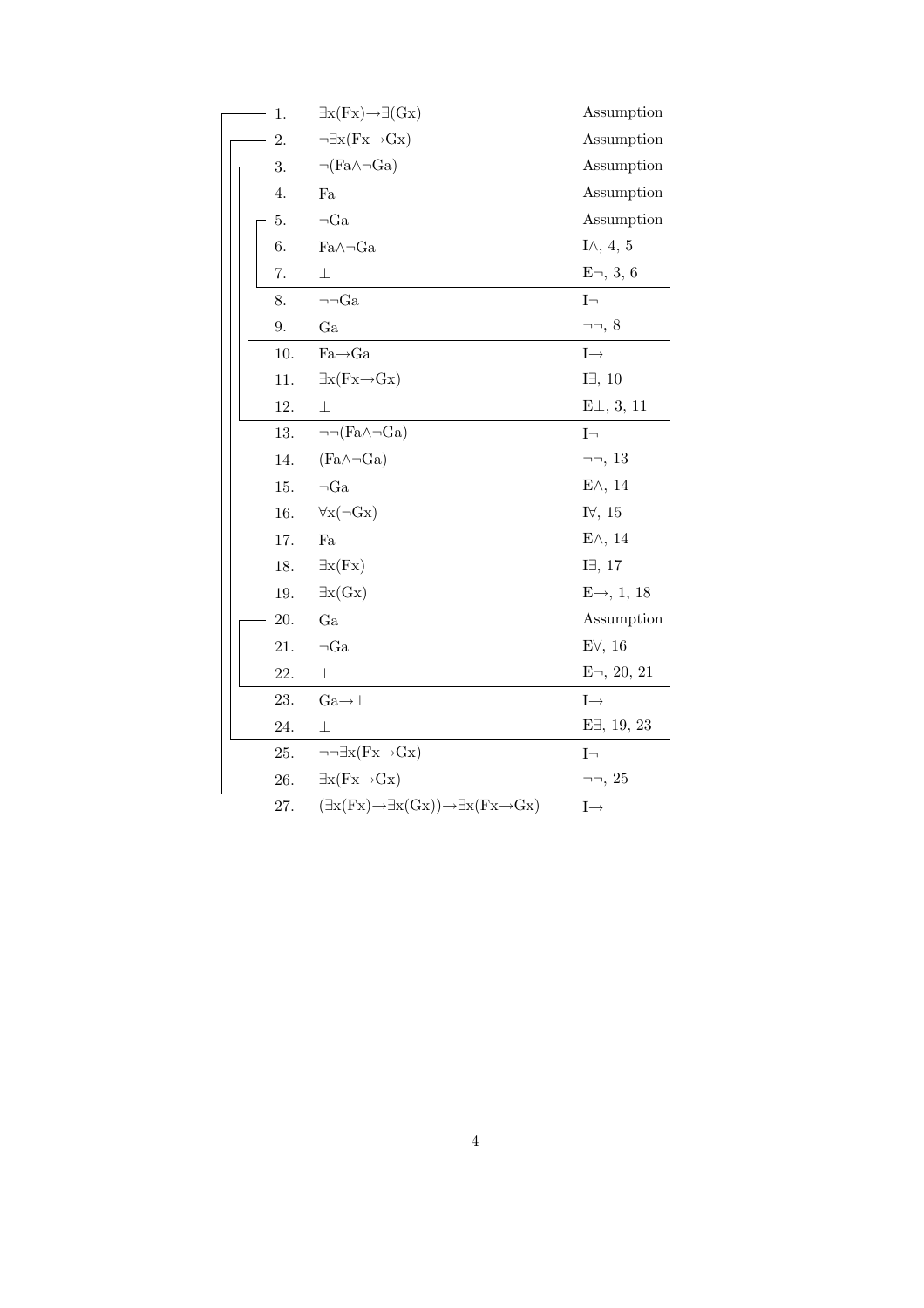| # | Formula | Justification |
|---|---|---|
| 1. | ∃x(Fx)→∃(Gx) | Assumption |
| 2. | ¬∃x(Fx→Gx) | Assumption |
| 3. | ¬(Fa∧¬Ga) | Assumption |
| 4. | Fa | Assumption |
| 5. | ¬Ga | Assumption |
| 6. | Fa∧¬Ga | I∧, 4, 5 |
| 7. | ⊥ | E¬, 3, 6 |
| 8. | ¬¬Ga | I¬ |
| 9. | Ga | ¬¬, 8 |
| 10. | Fa→Ga | I→ |
| 11. | ∃x(Fx→Gx) | I∃, 10 |
| 12. | ⊥ | E⊥, 3, 11 |
| 13. | ¬¬(Fa∧¬Ga) | I¬ |
| 14. | (Fa∧¬Ga) | ¬¬, 13 |
| 15. | ¬Ga | E∧, 14 |
| 16. | ∀x(¬Gx) | I∀, 15 |
| 17. | Fa | E∧, 14 |
| 18. | ∃x(Fx) | I∃, 17 |
| 19. | ∃x(Gx) | E→, 1, 18 |
| 20. | Ga | Assumption |
| 21. | ¬Ga | E∀, 16 |
| 22. | ⊥ | E¬, 20, 21 |
| 23. | Ga→⊥ | I→ |
| 24. | ⊥ | E∃, 19, 23 |
| 25. | ¬¬∃x(Fx→Gx) | I¬ |
| 26. | ∃x(Fx→Gx) | ¬¬, 25 |
| 27. | (∃x(Fx)→∃x(Gx))→∃x(Fx→Gx) | I→ |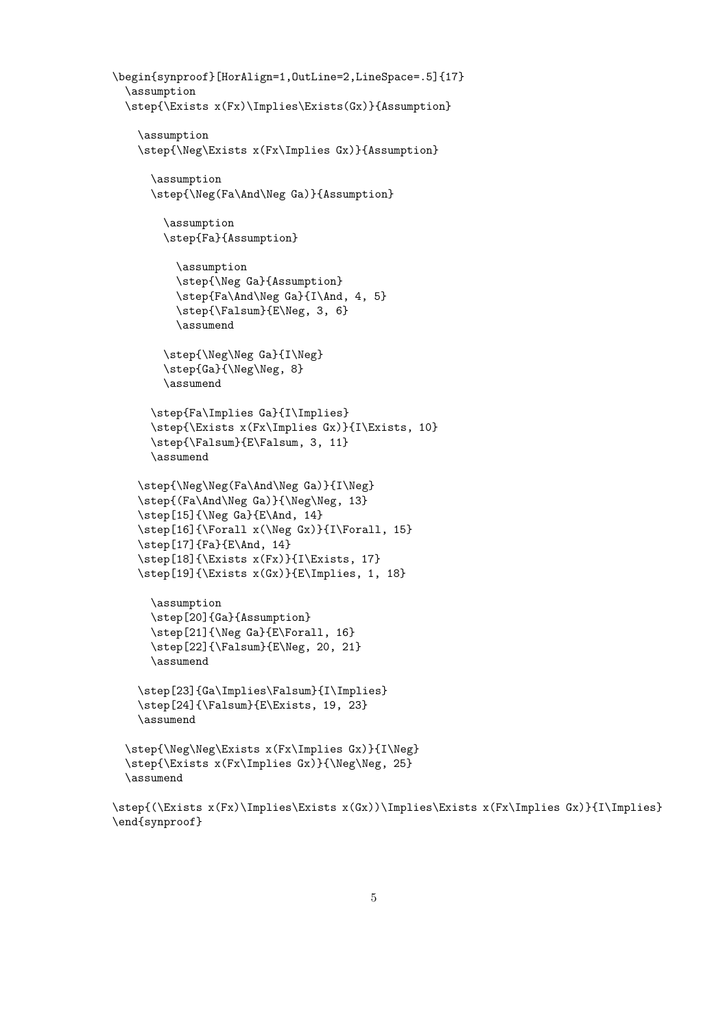```
\begin{synproof}[HorAlign=1,OutLine=2,LineSpace=.5]{17}
  \assumption
  \step{\Exists x(Fx)\Implies\Exists(Gx)}{Assumption}

    \assumption
    \step{\Neg\Exists x(Fx\Implies Gx)}{Assumption}

      \assumption
      \step{\Neg(Fa\And\Neg Ga)}{Assumption}

        \assumption
        \step{Fa}{Assumption}

          \assumption
          \step{\Neg Ga}{Assumption}
          \step{Fa\And\Neg Ga}{I\And, 4, 5}
          \step{\Falsum}{E\Neg, 3, 6}
          \assumend

        \step{\Neg\Neg Ga}{I\Neg}
        \step{Ga}{\Neg\Neg, 8}
        \assumend

      \step{Fa\Implies Ga}{I\Implies}
      \step{\Exists x(Fx\Implies Gx)}{I\Exists, 10}
      \step{\Falsum}{E\Falsum, 3, 11}
      \assumend

    \step{\Neg\Neg(Fa\And\Neg Ga)}{I\Neg}
    \step{(Fa\And\Neg Ga)}{\Neg\Neg, 13}
    \step[15]{\Neg Ga}{E\And, 14}
    \step[16]{\Forall x(\Neg Gx)}{I\Forall, 15}
    \step[17]{Fa}{E\And, 14}
    \step[18]{\Exists x(Fx)}{I\Exists, 17}
    \step[19]{\Exists x(Gx)}{E\Implies, 1, 18}

      \assumption
      \step[20]{Ga}{Assumption}
      \step[21]{\Neg Ga}{E\Forall, 16}
      \step[22]{\Falsum}{E\Neg, 20, 21}
      \assumend

    \step[23]{Ga\Implies\Falsum}{I\Implies}
    \step[24]{\Falsum}{E\Exists, 19, 23}
    \assumend

  \step{\Neg\Neg\Exists x(Fx\Implies Gx)}{I\Neg}
  \step{\Exists x(Fx\Implies Gx)}{\Neg\Neg, 25}
  \assumend

\step{(\Exists x(Fx)\Implies\Exists x(Gx))\Implies\Exists x(Fx\Implies Gx)}{I\Implies}
\end{synproof}
```